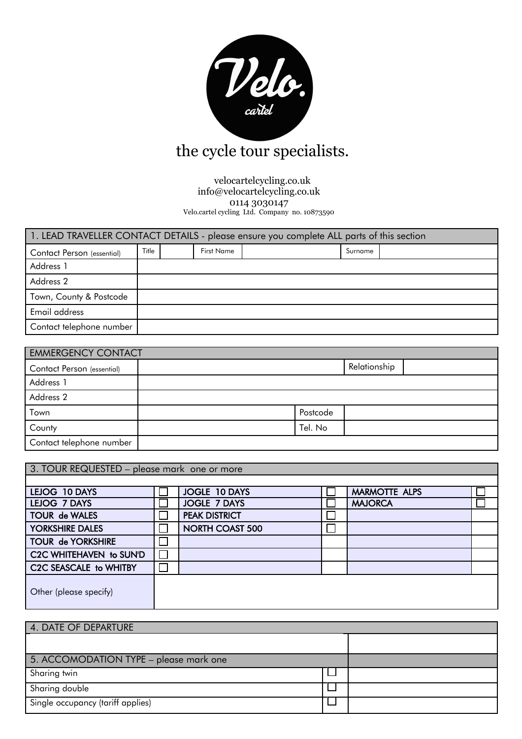# Velo. cartel

the cycle tour specialists.

velocartelcycling.co.uk
info@velocartelcycling.co.uk
0114 3030147
Velo.cartel cycling Ltd. Company no. 10873590

| 1. LEAD TRAVELLER CONTACT DETAILS - please ensure you complete ALL parts of this section | | | | | | |
|---|---|---|---|---|---|---|
| Contact Person (essential) | Title | | First Name | | Surname | |
| Address 1 | | | | | | |
| Address 2 | | | | | | |
| Town, County & Postcode | | | | | | |
| Email address | | | | | | |
| Contact telephone number | | | | | | |

| EMMERGENCY CONTACT | | | |
|---|---|---|---|
| Contact Person (essential) | | Relationship | |
| Address 1 | | | |
| Address 2 | | | |
| Town | | Postcode | |
| County | | Tel. No | |
| Contact telephone number | | | |

| 3. TOUR REQUESTED – please mark one or more | | | | | |
|---|---|---|---|---|---|
| LEJOG 10 DAYS | ☐ | JOGLE 10 DAYS | ☐ | MARMOTTE ALPS | ☐ |
| LEJOG 7 DAYS | ☐ | JOGLE 7 DAYS | ☐ | MAJORCA | ☐ |
| TOUR de WALES | ☐ | PEAK DISTRICT | ☐ | | |
| YORKSHIRE DALES | ☐ | NORTH COAST 500 | ☐ | | |
| TOUR de YORKSHIRE | ☐ | | | | |
| C2C WHITEHAVEN to SUN'D | ☐ | | | | |
| C2C SEASCALE to WHITBY | ☐ | | | | |
| Other (please specify) | | | | | |

| 4. DATE OF DEPARTURE | | |
|---|---|---|
| | | |
| 5. ACCOMODATION TYPE – please mark one | | |
| Sharing twin | ☐ | |
| Sharing double | ☐ | |
| Single occupancy (tariff applies) | ☐ | |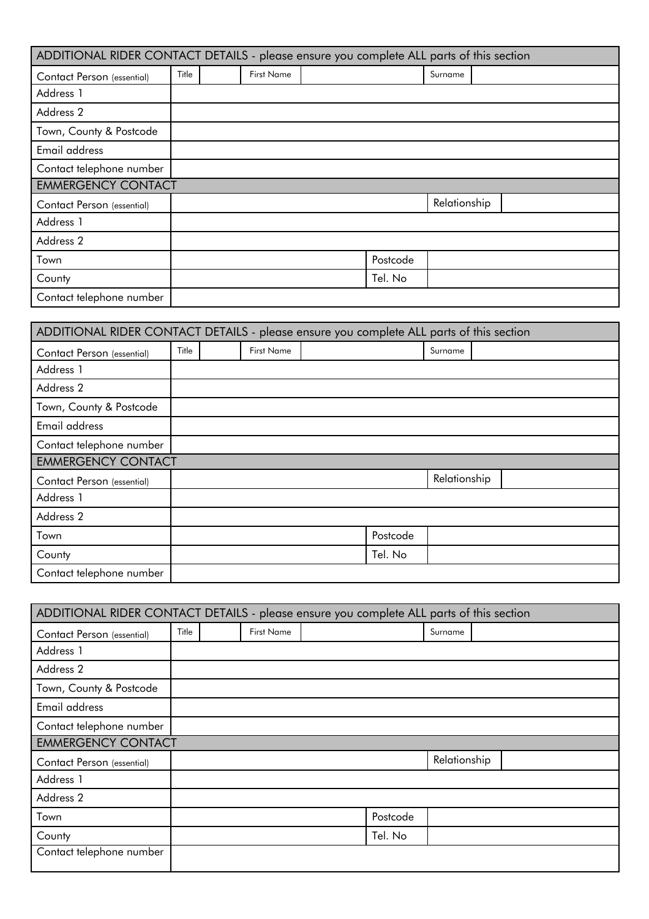| ADDITIONAL RIDER CONTACT DETAILS - please ensure you complete ALL parts of this section | | | | | | |
|---|---|---|---|---|---|---|
| Contact Person (essential) | Title | | First Name | | Surname | |
| Address 1 | | | | | | |
| Address 2 | | | | | | |
| Town, County & Postcode | | | | | | |
| Email address | | | | | | |
| Contact telephone number | | | | | | |
| EMMERGENCY CONTACT | | | | | | |
| Contact Person (essential) | | | | | Relationship | |
| Address 1 | | | | | | |
| Address 2 | | | | | | |
| Town | | | | Postcode | | |
| County | | | | Tel. No | | |
| Contact telephone number | | | | | | |

| ADDITIONAL RIDER CONTACT DETAILS - please ensure you complete ALL parts of this section | | | | | | |
|---|---|---|---|---|---|---|
| Contact Person (essential) | Title | | First Name | | Surname | |
| Address 1 | | | | | | |
| Address 2 | | | | | | |
| Town, County & Postcode | | | | | | |
| Email address | | | | | | |
| Contact telephone number | | | | | | |
| EMMERGENCY CONTACT | | | | | | |
| Contact Person (essential) | | | | | Relationship | |
| Address 1 | | | | | | |
| Address 2 | | | | | | |
| Town | | | | Postcode | | |
| County | | | | Tel. No | | |
| Contact telephone number | | | | | | |

| ADDITIONAL RIDER CONTACT DETAILS - please ensure you complete ALL parts of this section | | | | | | |
|---|---|---|---|---|---|---|
| Contact Person (essential) | Title | | First Name | | Surname | |
| Address 1 | | | | | | |
| Address 2 | | | | | | |
| Town, County & Postcode | | | | | | |
| Email address | | | | | | |
| Contact telephone number | | | | | | |
| EMMERGENCY CONTACT | | | | | | |
| Contact Person (essential) | | | | | Relationship | |
| Address 1 | | | | | | |
| Address 2 | | | | | | |
| Town | | | | Postcode | | |
| County | | | | Tel. No | | |
| Contact telephone number | | | | | | |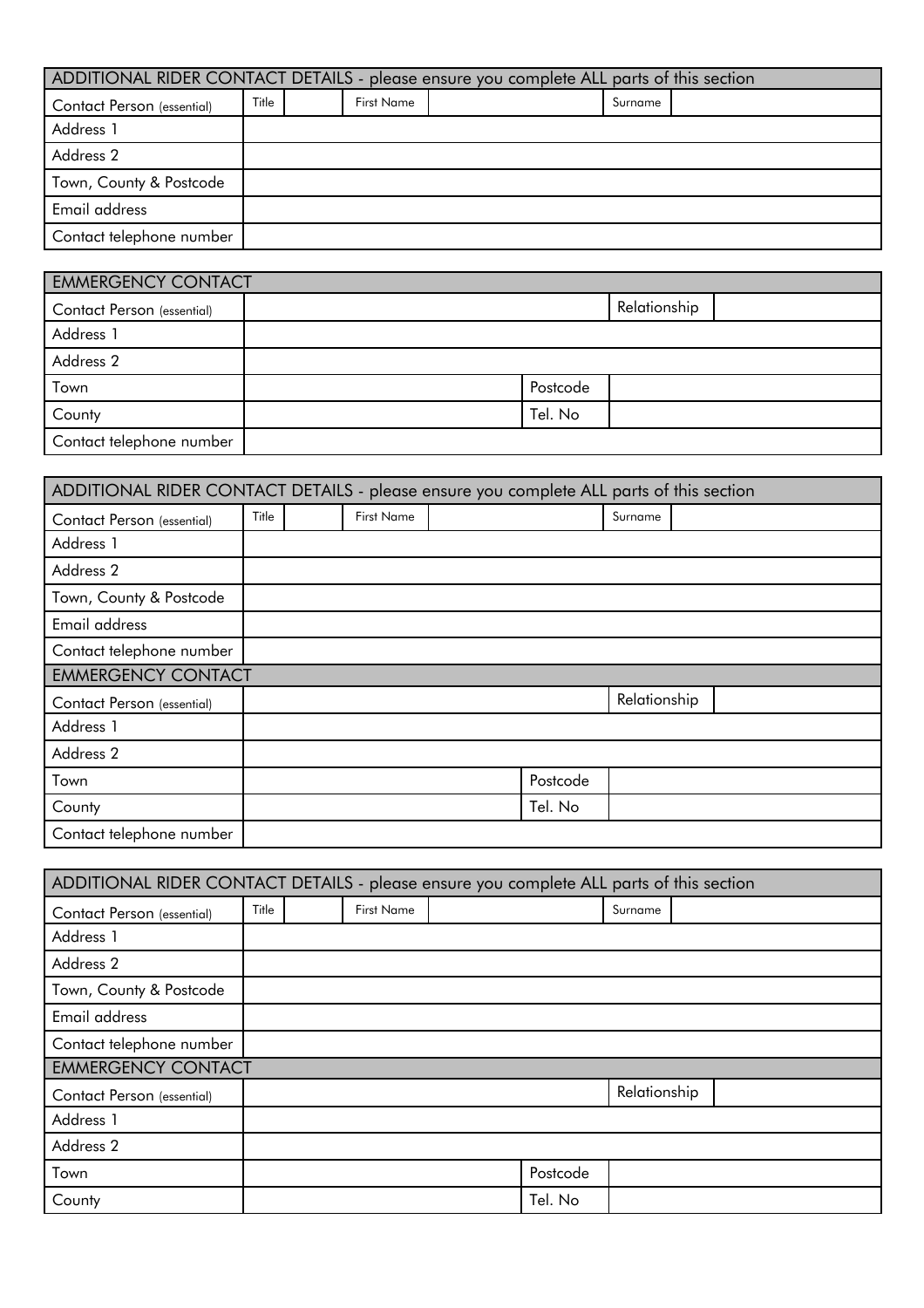| ADDITIONAL RIDER CONTACT DETAILS - please ensure you complete ALL parts of this section | | | | | | |
|---|---|---|---|---|---|---|
| Contact Person (essential) | Title | | First Name | | Surname | |
| Address 1 | | | | | | |
| Address 2 | | | | | | |
| Town, County & Postcode | | | | | | |
| Email address | | | | | | |
| Contact telephone number | | | | | | |

| EMMERGENCY CONTACT | | | | |
|---|---|---|---|---|
| Contact Person (essential) | | | Relationship | |
| Address 1 | | | | |
| Address 2 | | | | |
| Town | | Postcode | | |
| County | | Tel. No | | |
| Contact telephone number | | | | |

| ADDITIONAL RIDER CONTACT DETAILS - please ensure you complete ALL parts of this section | | | | | | |
|---|---|---|---|---|---|---|
| Contact Person (essential) | Title | | First Name | | Surname | |
| Address 1 | | | | | | |
| Address 2 | | | | | | |
| Town, County & Postcode | | | | | | |
| Email address | | | | | | |
| Contact telephone number | | | | | | |
| EMMERGENCY CONTACT | | | | | | |
| Contact Person (essential) | | | | | Relationship | |
| Address 1 | | | | | | |
| Address 2 | | | | | | |
| Town | | | | Postcode | | |
| County | | | | Tel. No | | |
| Contact telephone number | | | | | | |

| ADDITIONAL RIDER CONTACT DETAILS - please ensure you complete ALL parts of this section | | | | | | |
|---|---|---|---|---|---|---|
| Contact Person (essential) | Title | | First Name | | Surname | |
| Address 1 | | | | | | |
| Address 2 | | | | | | |
| Town, County & Postcode | | | | | | |
| Email address | | | | | | |
| Contact telephone number | | | | | | |
| EMMERGENCY CONTACT | | | | | | |
| Contact Person (essential) | | | | | Relationship | |
| Address 1 | | | | | | |
| Address 2 | | | | | | |
| Town | | | | Postcode | | |
| County | | | | Tel. No | | |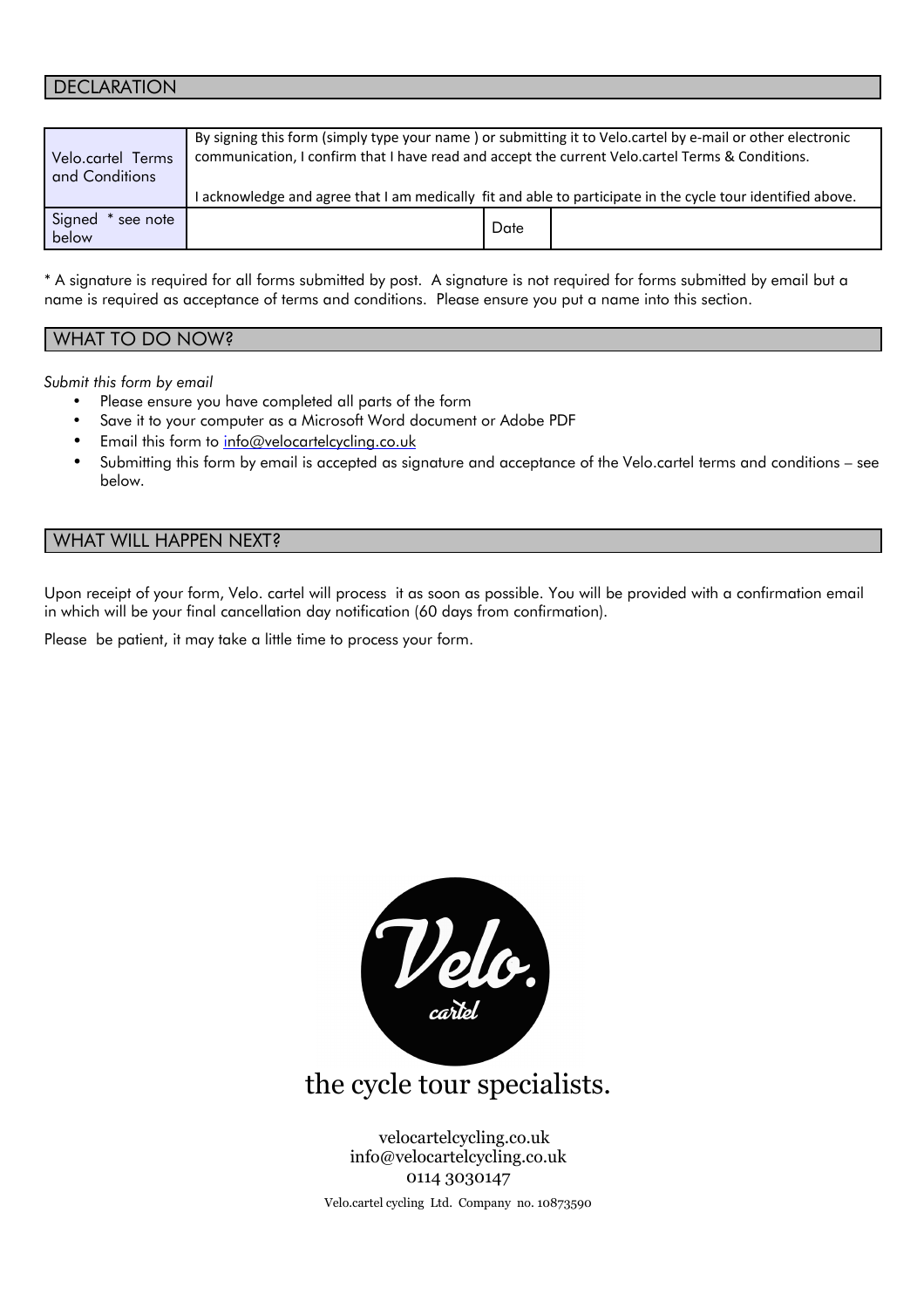## DECLARATION

| Velo.cartel Terms and Conditions | By signing this form (simply type your name ) or submitting it to Velo.cartel by e-mail or other electronic communication, I confirm that I have read and accept the current Velo.cartel Terms & Conditions.<br><br>I acknowledge and agree that I am medically fit and able to participate in the cycle tour identified above. | | |
|---|---|---|---|
| Signed * see note below | | Date | |

* A signature is required for all forms submitted by post. A signature is not required for forms submitted by email but a name is required as acceptance of terms and conditions. Please ensure you put a name into this section.

## WHAT TO DO NOW?

*Submit this form by email*

- Please ensure you have completed all parts of the form
- Save it to your computer as a Microsoft Word document or Adobe PDF
- Email this form to info@velocartelcycling.co.uk
- Submitting this form by email is accepted as signature and acceptance of the Velo.cartel terms and conditions – see below.

## WHAT WILL HAPPEN NEXT?

Upon receipt of your form, Velo. cartel will process it as soon as possible. You will be provided with a confirmation email in which will be your final cancellation day notification (60 days from confirmation).

Please be patient, it may take a little time to process your form.

Velo. cartel

the cycle tour specialists.

velocartelcycling.co.uk
info@velocartelcycling.co.uk
0114 3030147

Velo.cartel cycling Ltd. Company no. 10873590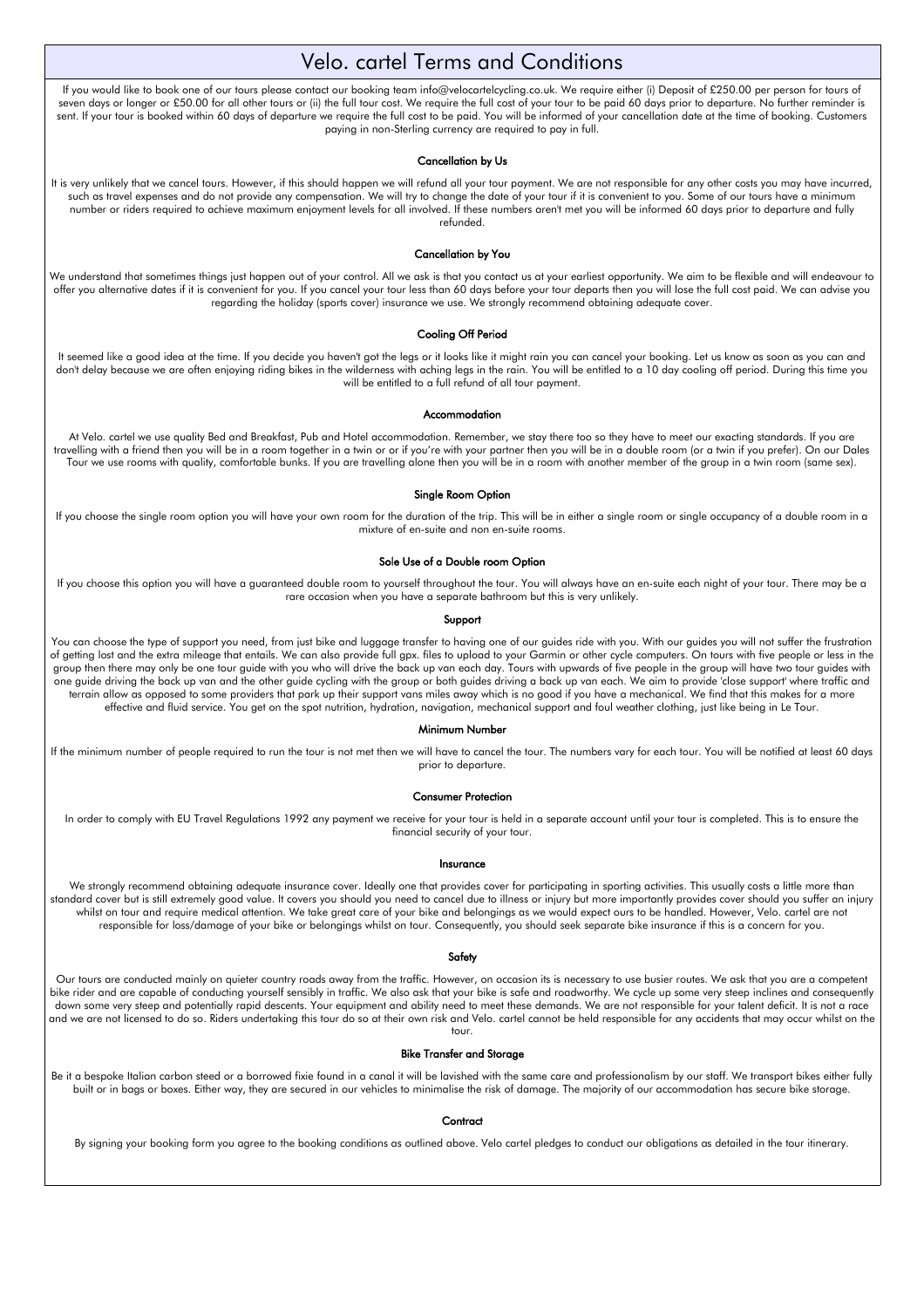# Velo. cartel Terms and Conditions

If you would like to book one of our tours please contact our booking team info@velocartelcycling.co.uk. We require either (i) Deposit of £250.00 per person for tours of seven days or longer or £50.00 for all other tours or (ii) the full tour cost. We require the full cost of your tour to be paid 60 days prior to departure. No further reminder is sent. If your tour is booked within 60 days of departure we require the full cost to be paid. You will be informed of your cancellation date at the time of booking. Customers paying in non-Sterling currency are required to pay in full.

### Cancellation by Us

It is very unlikely that we cancel tours. However, if this should happen we will refund all your tour payment. We are not responsible for any other costs you may have incurred, such as travel expenses and do not provide any compensation. We will try to change the date of your tour if it is convenient to you. Some of our tours have a minimum number or riders required to achieve maximum enjoyment levels for all involved. If these numbers aren't met you will be informed 60 days prior to departure and fully refunded.

### Cancellation by You

We understand that sometimes things just happen out of your control. All we ask is that you contact us at your earliest opportunity. We aim to be flexible and will endeavour to offer you alternative dates if it is convenient for you. If you cancel your tour less than 60 days before your tour departs then you will lose the full cost paid. We can advise you regarding the holiday (sports cover) insurance we use. We strongly recommend obtaining adequate cover.

### Cooling Off Period

It seemed like a good idea at the time. If you decide you haven't got the legs or it looks like it might rain you can cancel your booking. Let us know as soon as you can and don't delay because we are often enjoying riding bikes in the wilderness with aching legs in the rain. You will be entitled to a 10 day cooling off period. During this time you will be entitled to a full refund of all tour payment.

### Accommodation

At Velo. cartel we use quality Bed and Breakfast, Pub and Hotel accommodation. Remember, we stay there too so they have to meet our exacting standards. If you are travelling with a friend then you will be in a room together in a twin or or if you're with your partner then you will be in a double room (or a twin if you prefer). On our Dales Tour we use rooms with quality, comfortable bunks. If you are travelling alone then you will be in a room with another member of the group in a twin room (same sex).

### Single Room Option

If you choose the single room option you will have your own room for the duration of the trip. This will be in either a single room or single occupancy of a double room in a mixture of en-suite and non en-suite rooms.

### Sole Use of a Double room Option

If you choose this option you will have a guaranteed double room to yourself throughout the tour. You will always have an en-suite each night of your tour. There may be a rare occasion when you have a separate bathroom but this is very unlikely.

### Support

You can choose the type of support you need, from just bike and luggage transfer to having one of our guides ride with you. With our guides you will not suffer the frustration of getting lost and the extra mileage that entails. We can also provide full gpx. files to upload to your Garmin or other cycle computers. On tours with five people or less in the group then there may only be one tour guide with you who will drive the back up van each day. Tours with upwards of five people in the group will have two tour guides with one guide driving the back up van and the other guide cycling with the group or both guides driving a back up van each. We aim to provide 'close support' where traffic and terrain allow as opposed to some providers that park up their support vans miles away which is no good if you have a mechanical. We find that this makes for a more effective and fluid service. You get on the spot nutrition, hydration, navigation, mechanical support and foul weather clothing, just like being in Le Tour.

### Minimum Number

If the minimum number of people required to run the tour is not met then we will have to cancel the tour. The numbers vary for each tour. You will be notified at least 60 days prior to departure.

### Consumer Protection

In order to comply with EU Travel Regulations 1992 any payment we receive for your tour is held in a separate account until your tour is completed. This is to ensure the financial security of your tour.

### Insurance

We strongly recommend obtaining adequate insurance cover. Ideally one that provides cover for participating in sporting activities. This usually costs a little more than standard cover but is still extremely good value. It covers you should you need to cancel due to illness or injury but more importantly provides cover should you suffer an injury whilst on tour and require medical attention. We take great care of your bike and belongings as we would expect ours to be handled. However, Velo. cartel are not responsible for loss/damage of your bike or belongings whilst on tour. Consequently, you should seek separate bike insurance if this is a concern for you.

### Safety

Our tours are conducted mainly on quieter country roads away from the traffic. However, on occasion its is necessary to use busier routes. We ask that you are a competent bike rider and are capable of conducting yourself sensibly in traffic. We also ask that your bike is safe and roadworthy. We cycle up some very steep inclines and consequently down some very steep and potentially rapid descents. Your equipment and ability need to meet these demands. We are not responsible for your talent deficit. It is not a race and we are not licensed to do so. Riders undertaking this tour do so at their own risk and Velo. cartel cannot be held responsible for any accidents that may occur whilst on the tour.

### Bike Transfer and Storage

Be it a bespoke Italian carbon steed or a borrowed fixie found in a canal it will be lavished with the same care and professionalism by our staff. We transport bikes either fully built or in bags or boxes. Either way, they are secured in our vehicles to minimalise the risk of damage. The majority of our accommodation has secure bike storage.

### Contract

By signing your booking form you agree to the booking conditions as outlined above. Velo cartel pledges to conduct our obligations as detailed in the tour itinerary.